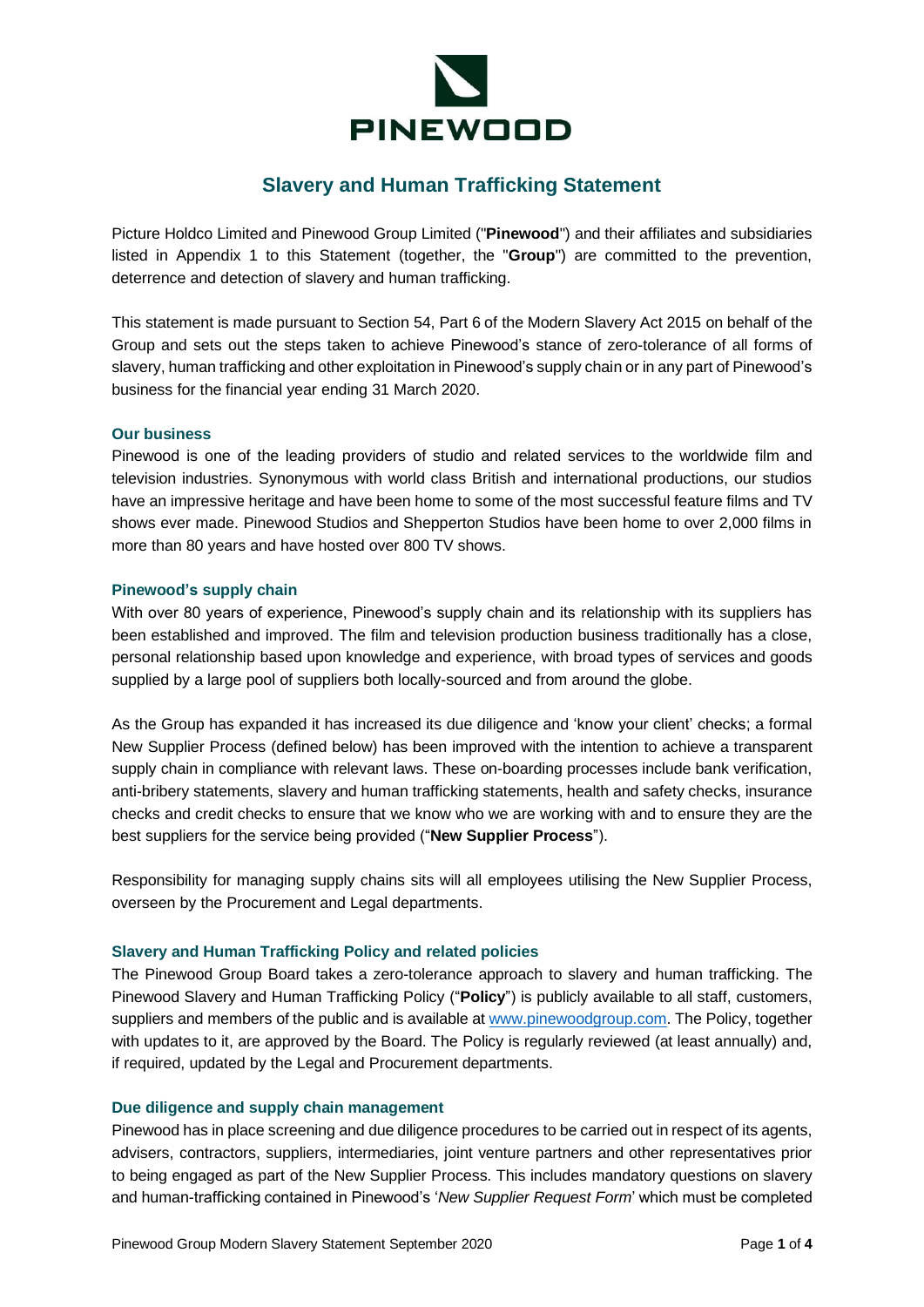PINEWOOD

# Slavery and Human Trafficking Statement

Picture Holdco Limited and Pinewood Group Limited ("**Pinewood**") and their affiliates and subsidiaries listed in Appendix 1 to this Statement (together, the "**Group**") are committed to the prevention, deterrence and detection of slavery and human trafficking.

This statement is made pursuant to Section 54, Part 6 of the Modern Slavery Act 2015 on behalf of the Group and sets out the steps taken to achieve Pinewood's stance of zero-tolerance of all forms of slavery, human trafficking and other exploitation in Pinewood's supply chain or in any part of Pinewood's business for the financial year ending 31 March 2020.

### Our business

Pinewood is one of the leading providers of studio and related services to the worldwide film and television industries. Synonymous with world class British and international productions, our studios have an impressive heritage and have been home to some of the most successful feature films and TV shows ever made. Pinewood Studios and Shepperton Studios have been home to over 2,000 films in more than 80 years and have hosted over 800 TV shows.

### Pinewood's supply chain

With over 80 years of experience, Pinewood's supply chain and its relationship with its suppliers has been established and improved. The film and television production business traditionally has a close, personal relationship based upon knowledge and experience, with broad types of services and goods supplied by a large pool of suppliers both locally-sourced and from around the globe.

As the Group has expanded it has increased its due diligence and 'know your client' checks; a formal New Supplier Process (defined below) has been improved with the intention to achieve a transparent supply chain in compliance with relevant laws. These on-boarding processes include bank verification, anti-bribery statements, slavery and human trafficking statements, health and safety checks, insurance checks and credit checks to ensure that we know who we are working with and to ensure they are the best suppliers for the service being provided ("**New Supplier Process**").

Responsibility for managing supply chains sits will all employees utilising the New Supplier Process, overseen by the Procurement and Legal departments.

### Slavery and Human Trafficking Policy and related policies

The Pinewood Group Board takes a zero-tolerance approach to slavery and human trafficking. The Pinewood Slavery and Human Trafficking Policy ("**Policy**") is publicly available to all staff, customers, suppliers and members of the public and is available at [www.pinewoodgroup.com](http://www.pinewoodgroup.com). The Policy, together with updates to it, are approved by the Board. The Policy is regularly reviewed (at least annually) and, if required, updated by the Legal and Procurement departments.

### Due diligence and supply chain management

Pinewood has in place screening and due diligence procedures to be carried out in respect of its agents, advisers, contractors, suppliers, intermediaries, joint venture partners and other representatives prior to being engaged as part of the New Supplier Process. This includes mandatory questions on slavery and human-trafficking contained in Pinewood's '*New Supplier Request Form*' which must be completed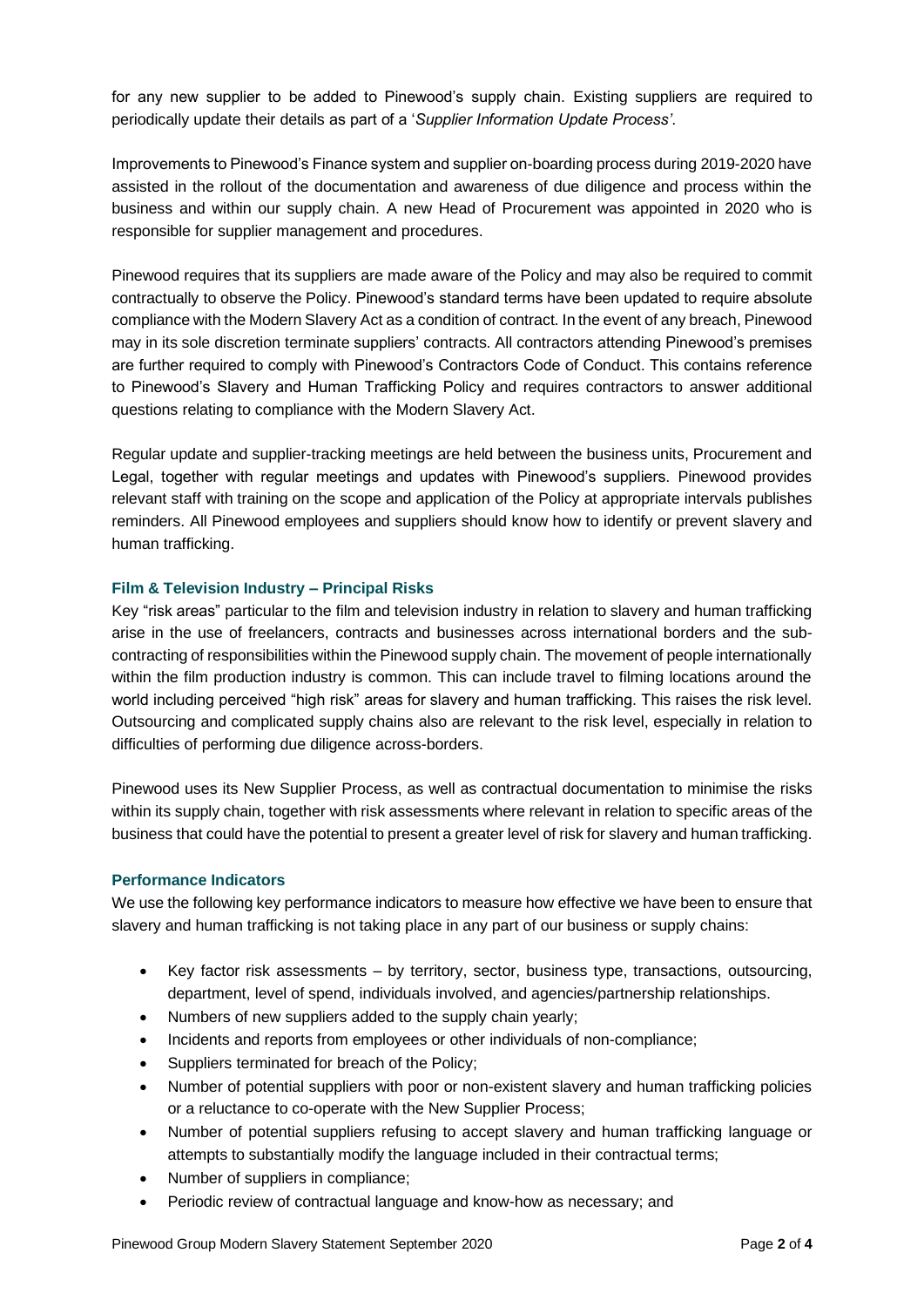for any new supplier to be added to Pinewood's supply chain. Existing suppliers are required to periodically update their details as part of a '*Supplier Information Update Process'*.

Improvements to Pinewood's Finance system and supplier on-boarding process during 2019-2020 have assisted in the rollout of the documentation and awareness of due diligence and process within the business and within our supply chain. A new Head of Procurement was appointed in 2020 who is responsible for supplier management and procedures.

Pinewood requires that its suppliers are made aware of the Policy and may also be required to commit contractually to observe the Policy. Pinewood's standard terms have been updated to require absolute compliance with the Modern Slavery Act as a condition of contract. In the event of any breach, Pinewood may in its sole discretion terminate suppliers' contracts. All contractors attending Pinewood's premises are further required to comply with Pinewood's Contractors Code of Conduct. This contains reference to Pinewood's Slavery and Human Trafficking Policy and requires contractors to answer additional questions relating to compliance with the Modern Slavery Act.

Regular update and supplier-tracking meetings are held between the business units, Procurement and Legal, together with regular meetings and updates with Pinewood's suppliers. Pinewood provides relevant staff with training on the scope and application of the Policy at appropriate intervals publishes reminders. All Pinewood employees and suppliers should know how to identify or prevent slavery and human trafficking.

### Film & Television Industry – Principal Risks

Key "risk areas" particular to the film and television industry in relation to slavery and human trafficking arise in the use of freelancers, contracts and businesses across international borders and the sub-contracting of responsibilities within the Pinewood supply chain. The movement of people internationally within the film production industry is common. This can include travel to filming locations around the world including perceived "high risk" areas for slavery and human trafficking. This raises the risk level. Outsourcing and complicated supply chains also are relevant to the risk level, especially in relation to difficulties of performing due diligence across-borders.

Pinewood uses its New Supplier Process, as well as contractual documentation to minimise the risks within its supply chain, together with risk assessments where relevant in relation to specific areas of the business that could have the potential to present a greater level of risk for slavery and human trafficking.

### Performance Indicators

We use the following key performance indicators to measure how effective we have been to ensure that slavery and human trafficking is not taking place in any part of our business or supply chains:

- Key factor risk assessments – by territory, sector, business type, transactions, outsourcing, department, level of spend, individuals involved, and agencies/partnership relationships.
- Numbers of new suppliers added to the supply chain yearly;
- Incidents and reports from employees or other individuals of non-compliance;
- Suppliers terminated for breach of the Policy;
- Number of potential suppliers with poor or non-existent slavery and human trafficking policies or a reluctance to co-operate with the New Supplier Process;
- Number of potential suppliers refusing to accept slavery and human trafficking language or attempts to substantially modify the language included in their contractual terms;
- Number of suppliers in compliance;
- Periodic review of contractual language and know-how as necessary; and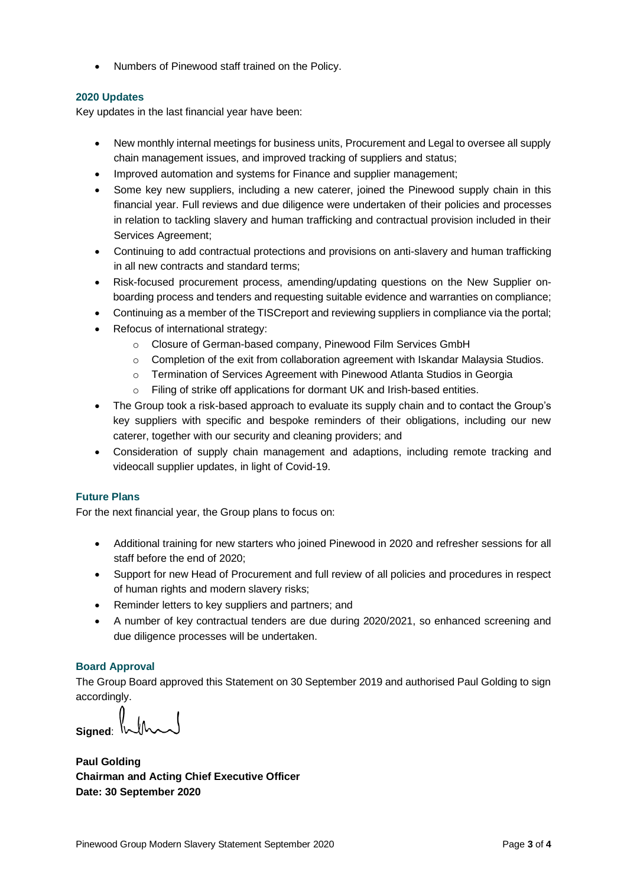- Numbers of Pinewood staff trained on the Policy.

### 2020 Updates

Key updates in the last financial year have been:

- New monthly internal meetings for business units, Procurement and Legal to oversee all supply chain management issues, and improved tracking of suppliers and status;
- Improved automation and systems for Finance and supplier management;
- Some key new suppliers, including a new caterer, joined the Pinewood supply chain in this financial year. Full reviews and due diligence were undertaken of their policies and processes in relation to tackling slavery and human trafficking and contractual provision included in their Services Agreement;
- Continuing to add contractual protections and provisions on anti-slavery and human trafficking in all new contracts and standard terms;
- Risk-focused procurement process, amending/updating questions on the New Supplier on-boarding process and tenders and requesting suitable evidence and warranties on compliance;
- Continuing as a member of the TISCreport and reviewing suppliers in compliance via the portal;
- Refocus of international strategy:
  - Closure of German-based company, Pinewood Film Services GmbH
  - Completion of the exit from collaboration agreement with Iskandar Malaysia Studios.
  - Termination of Services Agreement with Pinewood Atlanta Studios in Georgia
  - Filing of strike off applications for dormant UK and Irish-based entities.
- The Group took a risk-based approach to evaluate its supply chain and to contact the Group's key suppliers with specific and bespoke reminders of their obligations, including our new caterer, together with our security and cleaning providers; and
- Consideration of supply chain management and adaptions, including remote tracking and videocall supplier updates, in light of Covid-19.

### Future Plans

For the next financial year, the Group plans to focus on:

- Additional training for new starters who joined Pinewood in 2020 and refresher sessions for all staff before the end of 2020;
- Support for new Head of Procurement and full review of all policies and procedures in respect of human rights and modern slavery risks;
- Reminder letters to key suppliers and partners; and
- A number of key contractual tenders are due during 2020/2021, so enhanced screening and due diligence processes will be undertaken.

### Board Approval

The Group Board approved this Statement on 30 September 2019 and authorised Paul Golding to sign accordingly.

**Signed**:

**Paul Golding**
**Chairman and Acting Chief Executive Officer**
**Date: 30 September 2020**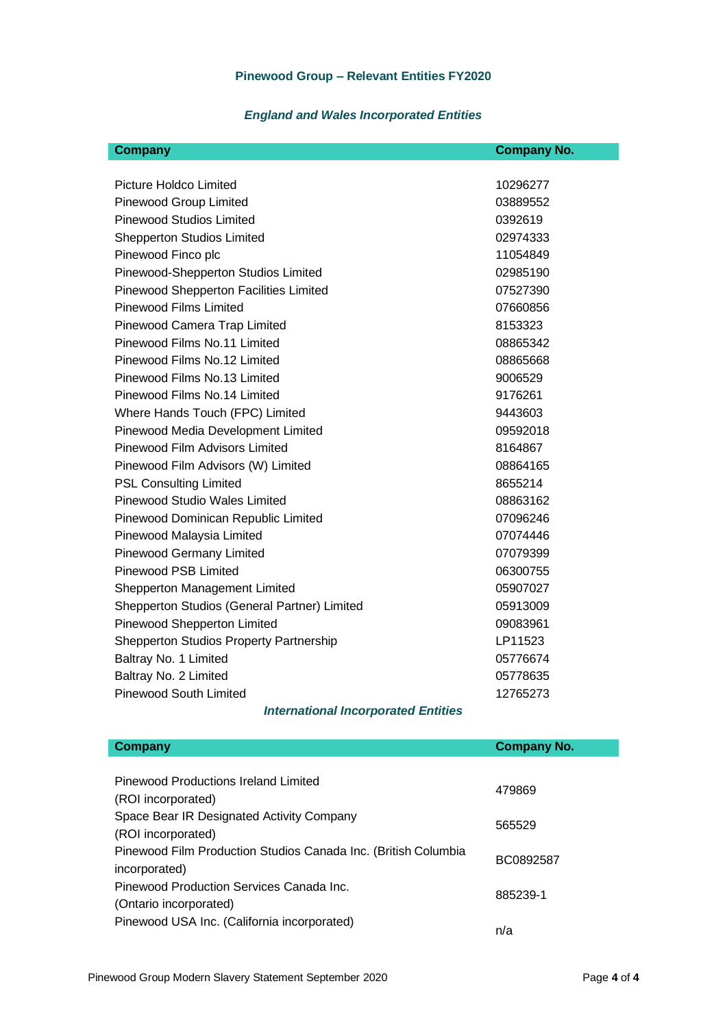## Pinewood Group – Relevant Entities FY2020

### *England and Wales Incorporated Entities*

| Company | Company No. |
|---|---|
| Picture Holdco Limited | 10296277 |
| Pinewood Group Limited | 03889552 |
| Pinewood Studios Limited | 0392619 |
| Shepperton Studios Limited | 02974333 |
| Pinewood Finco plc | 11054849 |
| Pinewood-Shepperton Studios Limited | 02985190 |
| Pinewood Shepperton Facilities Limited | 07527390 |
| Pinewood Films Limited | 07660856 |
| Pinewood Camera Trap Limited | 8153323 |
| Pinewood Films No.11 Limited | 08865342 |
| Pinewood Films No.12 Limited | 08865668 |
| Pinewood Films No.13 Limited | 9006529 |
| Pinewood Films No.14 Limited | 9176261 |
| Where Hands Touch (FPC) Limited | 9443603 |
| Pinewood Media Development Limited | 09592018 |
| Pinewood Film Advisors Limited | 8164867 |
| Pinewood Film Advisors (W) Limited | 08864165 |
| PSL Consulting Limited | 8655214 |
| Pinewood Studio Wales Limited | 08863162 |
| Pinewood Dominican Republic Limited | 07096246 |
| Pinewood Malaysia Limited | 07074446 |
| Pinewood Germany Limited | 07079399 |
| Pinewood PSB Limited | 06300755 |
| Shepperton Management Limited | 05907027 |
| Shepperton Studios (General Partner) Limited | 05913009 |
| Pinewood Shepperton Limited | 09083961 |
| Shepperton Studios Property Partnership | LP11523 |
| Baltray No. 1 Limited | 05776674 |
| Baltray No. 2 Limited | 05778635 |
| Pinewood South Limited | 12765273 |

### *International Incorporated Entities*

| Company | Company No. |
|---|---|
| Pinewood Productions Ireland Limited (ROI incorporated) | 479869 |
| Space Bear IR Designated Activity Company (ROI incorporated) | 565529 |
| Pinewood Film Production Studios Canada Inc. (British Columbia incorporated) | BC0892587 |
| Pinewood Production Services Canada Inc. (Ontario incorporated) | 885239-1 |
| Pinewood USA Inc. (California incorporated) | n/a |